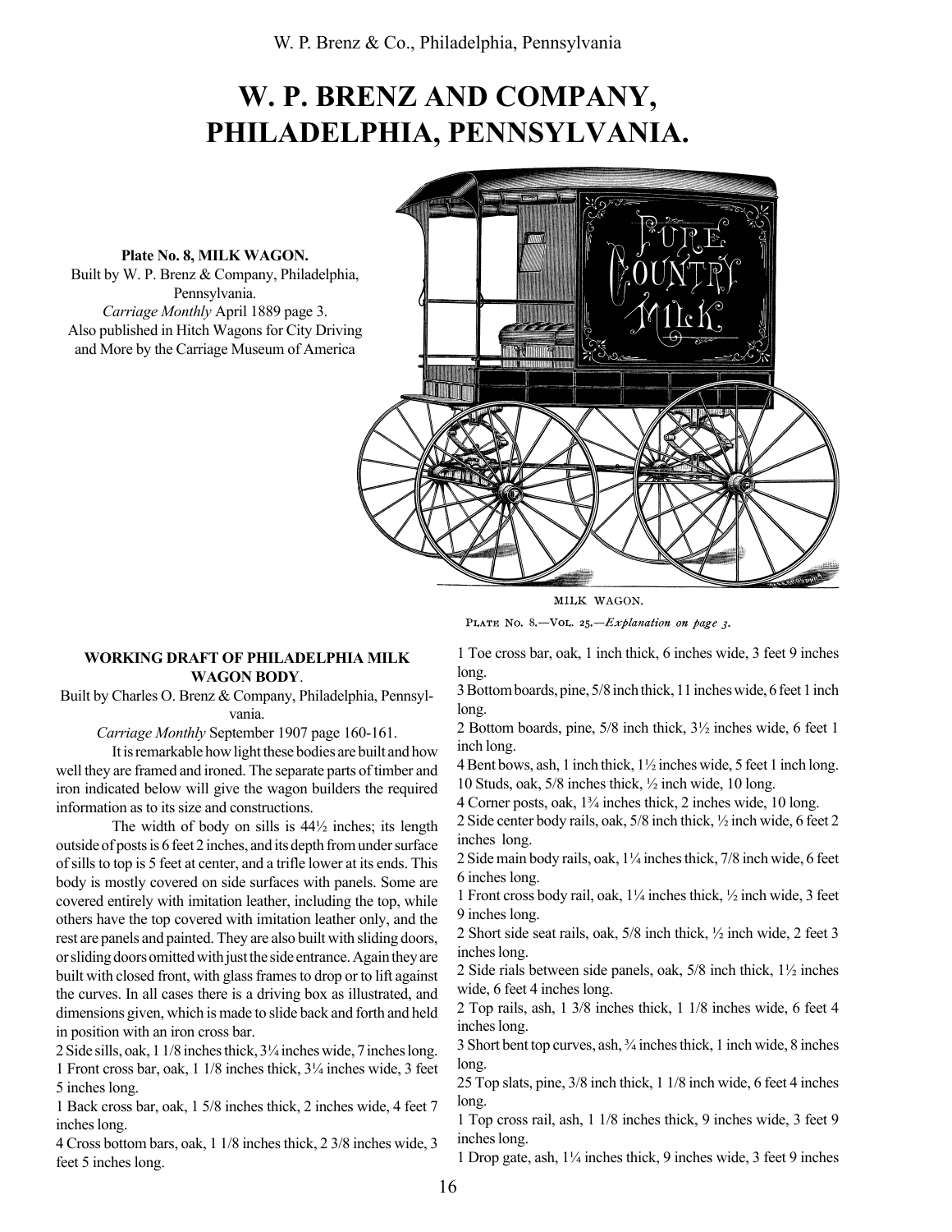# W. P. BRENZ AND COMPANY, PHILADELPHIA, PENNSYLVANIA.

**Plate No. 8, MILK WAGON.**
Built by W. P. Brenz & Company, Philadelphia, Pennsylvania.
*Carriage Monthly* April 1889 page 3.
Also published in Hitch Wagons for City Driving and More by the Carriage Museum of America

MILK WAGON.
PLATE NO. 8.—VOL. 25.—*Explanation on page 3.*

**WORKING DRAFT OF PHILADELPHIA MILK WAGON BODY**.
Built by Charles O. Brenz & Company, Philadelphia, Pennsylvania.
*Carriage Monthly* September 1907 page 160-161.

It is remarkable how light these bodies are built and how well they are framed and ironed. The separate parts of timber and iron indicated below will give the wagon builders the required information as to its size and constructions.

The width of body on sills is 44½ inches; its length outside of posts is 6 feet 2 inches, and its depth from under surface of sills to top is 5 feet at center, and a trifle lower at its ends. This body is mostly covered on side surfaces with panels. Some are covered entirely with imitation leather, including the top, while others have the top covered with imitation leather only, and the rest are panels and painted. They are also built with sliding doors, or sliding doors omitted with just the side entrance. Again they are built with closed front, with glass frames to drop or to lift against the curves. In all cases there is a driving box as illustrated, and dimensions given, which is made to slide back and forth and held in position with an iron cross bar.

2 Side sills, oak, 1 1/8 inches thick, 3¼ inches wide, 7 inches long.
1 Front cross bar, oak, 1 1/8 inches thick, 3¼ inches wide, 3 feet 5 inches long.
1 Back cross bar, oak, 1 5/8 inches thick, 2 inches wide, 4 feet 7 inches long.
4 Cross bottom bars, oak, 1 1/8 inches thick, 2 3/8 inches wide, 3 feet 5 inches long.
1 Toe cross bar, oak, 1 inch thick, 6 inches wide, 3 feet 9 inches long.
3 Bottom boards, pine, 5/8 inch thick, 11 inches wide, 6 feet 1 inch long.
2 Bottom boards, pine, 5/8 inch thick, 3½ inches wide, 6 feet 1 inch long.
4 Bent bows, ash, 1 inch thick, 1½ inches wide, 5 feet 1 inch long.
10 Studs, oak, 5/8 inches thick, ½ inch wide, 10 long.
4 Corner posts, oak, 1¾ inches thick, 2 inches wide, 10 long.
2 Side center body rails, oak, 5/8 inch thick, ½ inch wide, 6 feet 2 inches long.
2 Side main body rails, oak, 1¼ inches thick, 7/8 inch wide, 6 feet 6 inches long.
1 Front cross body rail, oak, 1¼ inches thick, ½ inch wide, 3 feet 9 inches long.
2 Short side seat rails, oak, 5/8 inch thick, ½ inch wide, 2 feet 3 inches long.
2 Side rials between side panels, oak, 5/8 inch thick, 1½ inches wide, 6 feet 4 inches long.
2 Top rails, ash, 1 3/8 inches thick, 1 1/8 inches wide, 6 feet 4 inches long.
3 Short bent top curves, ash, ¾ inches thick, 1 inch wide, 8 inches long.
25 Top slats, pine, 3/8 inch thick, 1 1/8 inch wide, 6 feet 4 inches long.
1 Top cross rail, ash, 1 1/8 inches thick, 9 inches wide, 3 feet 9 inches long.
1 Drop gate, ash, 1¼ inches thick, 9 inches wide, 3 feet 9 inches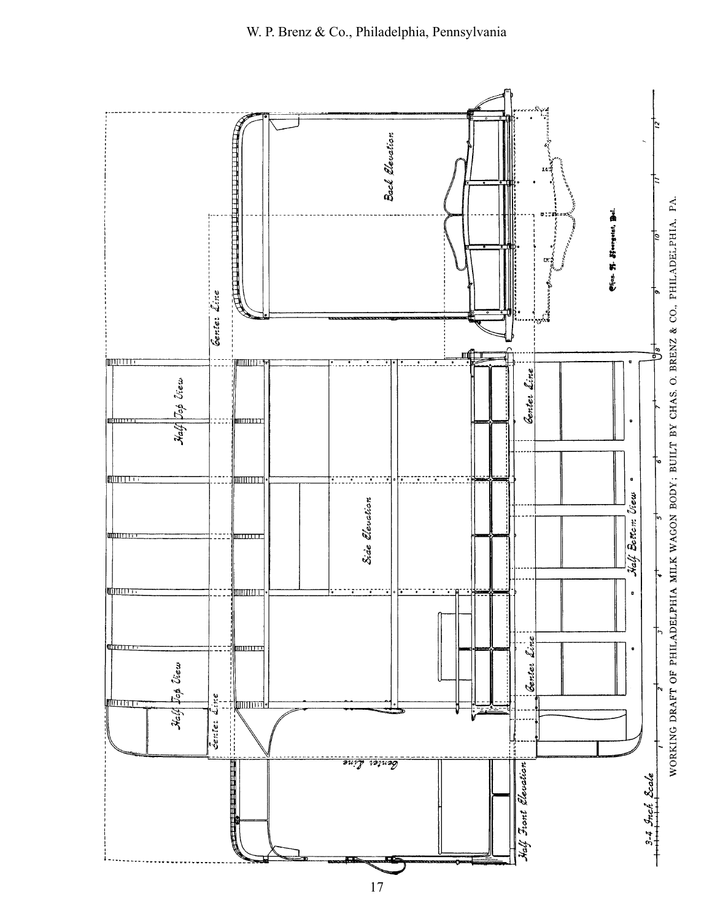WORKING DRAFT OF PHILADELPHIA MILK WAGON BODY; BUILT BY CHAS. O. BRENZ & CO., PHILADELPHIA, PA.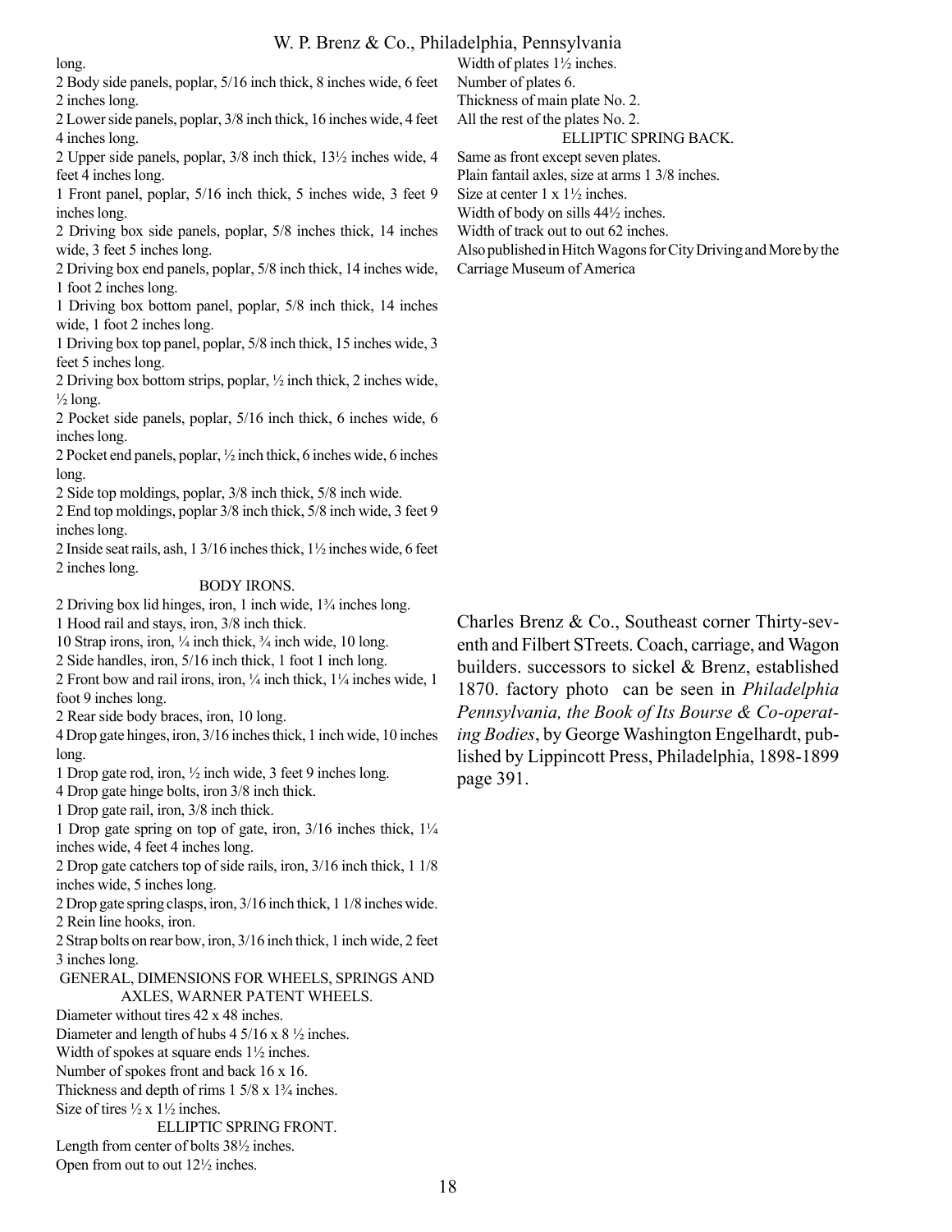long.

2 Body side panels, poplar, 5/16 inch thick, 8 inches wide, 6 feet 2 inches long.

2 Lower side panels, poplar, 3/8 inch thick, 16 inches wide, 4 feet 4 inches long.

2 Upper side panels, poplar, 3/8 inch thick, 13½ inches wide, 4 feet 4 inches long.

1 Front panel, poplar, 5/16 inch thick, 5 inches wide, 3 feet 9 inches long.

2 Driving box side panels, poplar, 5/8 inches thick, 14 inches wide, 3 feet 5 inches long.

2 Driving box end panels, poplar, 5/8 inch thick, 14 inches wide, 1 foot 2 inches long.

1 Driving box bottom panel, poplar, 5/8 inch thick, 14 inches wide, 1 foot 2 inches long.

1 Driving box top panel, poplar, 5/8 inch thick, 15 inches wide, 3 feet 5 inches long.

2 Driving box bottom strips, poplar, ½ inch thick, 2 inches wide, ½ long.

2 Pocket side panels, poplar, 5/16 inch thick, 6 inches wide, 6 inches long.

2 Pocket end panels, poplar, ½ inch thick, 6 inches wide, 6 inches long.

2 Side top moldings, poplar, 3/8 inch thick, 5/8 inch wide.

2 End top moldings, poplar 3/8 inch thick, 5/8 inch wide, 3 feet 9 inches long.

2 Inside seat rails, ash, 1 3/16 inches thick, 1½ inches wide, 6 feet 2 inches long.

BODY IRONS.

2 Driving box lid hinges, iron, 1 inch wide, 1¾ inches long.

1 Hood rail and stays, iron, 3/8 inch thick.

10 Strap irons, iron, ¼ inch thick, ¾ inch wide, 10 long.

2 Side handles, iron, 5/16 inch thick, 1 foot 1 inch long.

2 Front bow and rail irons, iron, ¼ inch thick, 1¼ inches wide, 1 foot 9 inches long.

2 Rear side body braces, iron, 10 long.

4 Drop gate hinges, iron, 3/16 inches thick, 1 inch wide, 10 inches long.

1 Drop gate rod, iron, ½ inch wide, 3 feet 9 inches long.

4 Drop gate hinge bolts, iron 3/8 inch thick.

1 Drop gate rail, iron, 3/8 inch thick.

1 Drop gate spring on top of gate, iron, 3/16 inches thick, 1¼ inches wide, 4 feet 4 inches long.

2 Drop gate catchers top of side rails, iron, 3/16 inch thick, 1 1/8 inches wide, 5 inches long.

2 Drop gate spring clasps, iron, 3/16 inch thick, 1 1/8 inches wide.

2 Rein line hooks, iron.

2 Strap bolts on rear bow, iron, 3/16 inch thick, 1 inch wide, 2 feet 3 inches long.

GENERAL, DIMENSIONS FOR WHEELS, SPRINGS AND AXLES, WARNER PATENT WHEELS.

Diameter without tires 42 x 48 inches.

Diameter and length of hubs 4 5/16 x 8 ½ inches.

Width of spokes at square ends 1½ inches.

Number of spokes front and back 16 x 16.

Thickness and depth of rims 1 5/8 x 1¾ inches.

Size of tires ½ x 1½ inches.

ELLIPTIC SPRING FRONT.

Length from center of bolts 38½ inches.

Open from out to out 12½ inches.

Width of plates 1½ inches.

Number of plates 6.

Thickness of main plate No. 2.

All the rest of the plates No. 2.

ELLIPTIC SPRING BACK.

Same as front except seven plates.

Plain fantail axles, size at arms 1 3/8 inches.

Size at center 1 x 1½ inches.

Width of body on sills 44½ inches.

Width of track out to out 62 inches.

Also published in Hitch Wagons for City Driving and More by the Carriage Museum of America

Charles Brenz & Co., Southeast corner Thirty-seventh and Filbert STreets. Coach, carriage, and Wagon builders. successors to sickel & Brenz, established 1870. factory photo can be seen in *Philadelphia Pennsylvania, the Book of Its Bourse & Co-operating Bodies*, by George Washington Engelhardt, published by Lippincott Press, Philadelphia, 1898-1899 page 391.